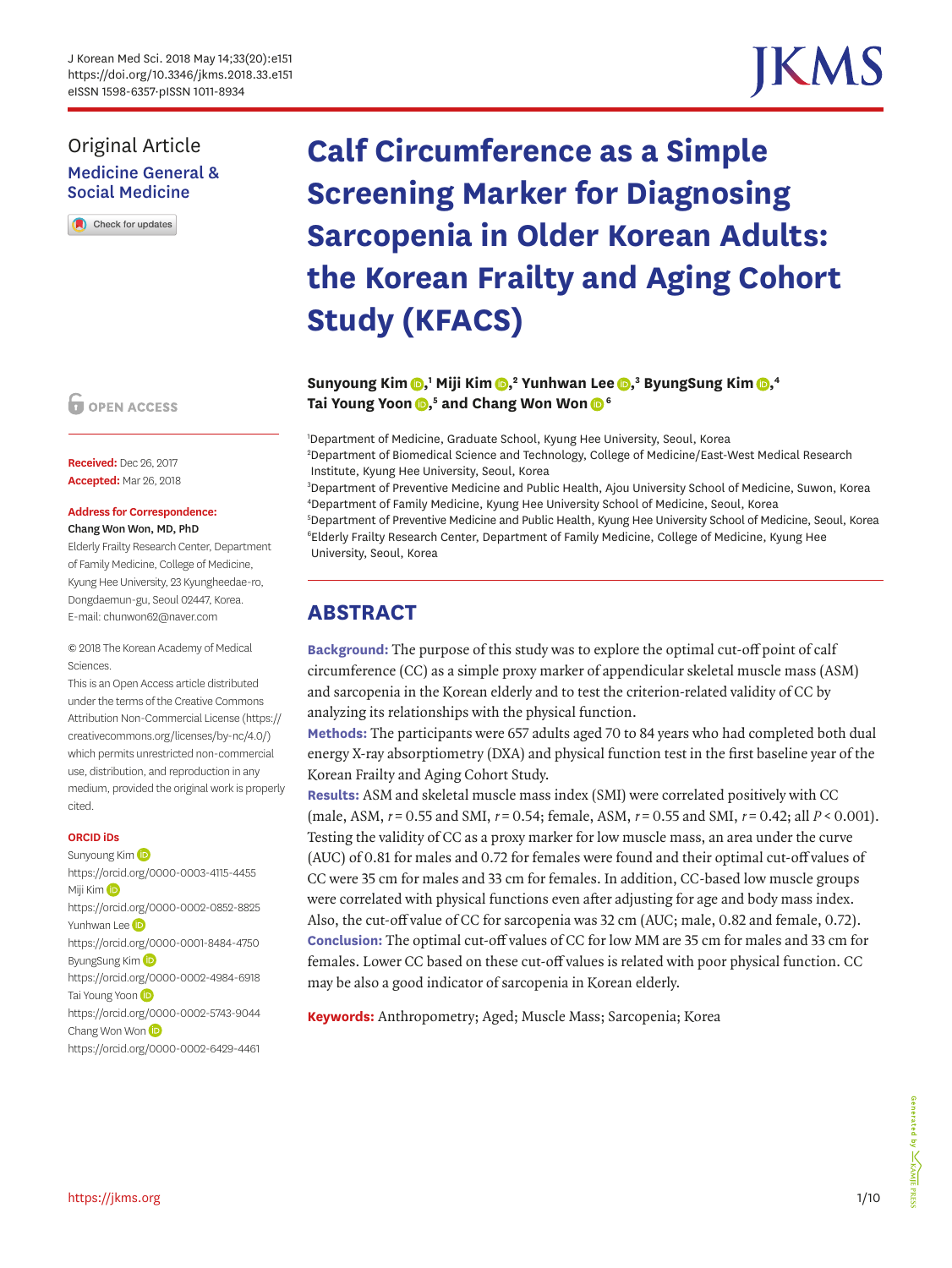Original Article

Medicine General & Social Medicine

# Calf Circumference as a Simple Screening Marker for Diagnosing Sarcopenia in Older Korean Adults: the Korean Frailty and Aging Cohort Study (KFACS)

**Sunyoung Kim**,[1] **Miji Kim**,[2] **Yunhwan Lee**,[3] **ByungSung Kim**,[4] **Tai Young Yoon**,[5] and **Chang Won Won**[6]

[1]Department of Medicine, Graduate School, Kyung Hee University, Seoul, Korea
[2]Department of Biomedical Science and Technology, College of Medicine/East-West Medical Research Institute, Kyung Hee University, Seoul, Korea
[3]Department of Preventive Medicine and Public Health, Ajou University School of Medicine, Suwon, Korea
[4]Department of Family Medicine, Kyung Hee University School of Medicine, Seoul, Korea
[5]Department of Preventive Medicine and Public Health, Kyung Hee University School of Medicine, Seoul, Korea
[6]Elderly Frailty Research Center, Department of Family Medicine, College of Medicine, Kyung Hee University, Seoul, Korea

OPEN ACCESS

**Received:** Dec 26, 2017
**Accepted:** Mar 26, 2018

**Address for Correspondence:**
**Chang Won Won, MD, PhD**
Elderly Frailty Research Center, Department of Family Medicine, College of Medicine, Kyung Hee University, 23 Kyungheedae-ro, Dongdaemun-gu, Seoul 02447, Korea.
E-mail: chunwon62@naver.com

© 2018 The Korean Academy of Medical Sciences.
This is an Open Access article distributed under the terms of the Creative Commons Attribution Non-Commercial License (https://creativecommons.org/licenses/by-nc/4.0/) which permits unrestricted non-commercial use, distribution, and reproduction in any medium, provided the original work is properly cited.

**ORCID iDs**
Sunyoung Kim
https://orcid.org/0000-0003-4115-4455
Miji Kim
https://orcid.org/0000-0002-0852-8825
Yunhwan Lee
https://orcid.org/0000-0001-8484-4750
ByungSung Kim
https://orcid.org/0000-0002-4984-6918
Tai Young Yoon
https://orcid.org/0000-0002-5743-9044
Chang Won Won
https://orcid.org/0000-0002-6429-4461

## ABSTRACT

**Background:** The purpose of this study was to explore the optimal cut-off point of calf circumference (CC) as a simple proxy marker of appendicular skeletal muscle mass (ASM) and sarcopenia in the Korean elderly and to test the criterion-related validity of CC by analyzing its relationships with the physical function.

**Methods:** The participants were 657 adults aged 70 to 84 years who had completed both dual energy X-ray absorptiometry (DXA) and physical function test in the first baseline year of the Korean Frailty and Aging Cohort Study.

**Results:** ASM and skeletal muscle mass index (SMI) were correlated positively with CC (male, ASM, $r = 0.55$ and SMI, $r = 0.54$; female, ASM, $r = 0.55$ and SMI, $r = 0.42$; all $P < 0.001$). Testing the validity of CC as a proxy marker for low muscle mass, an area under the curve (AUC) of 0.81 for males and 0.72 for females were found and their optimal cut-off values of CC were 35 cm for males and 33 cm for females. In addition, CC-based low muscle groups were correlated with physical functions even after adjusting for age and body mass index. Also, the cut-off value of CC for sarcopenia was 32 cm (AUC; male, 0.82 and female, 0.72).

**Conclusion:** The optimal cut-off values of CC for low MM are 35 cm for males and 33 cm for females. Lower CC based on these cut-off values is related with poor physical function. CC may be also a good indicator of sarcopenia in Korean elderly.

**Keywords:** Anthropometry; Aged; Muscle Mass; Sarcopenia; Korea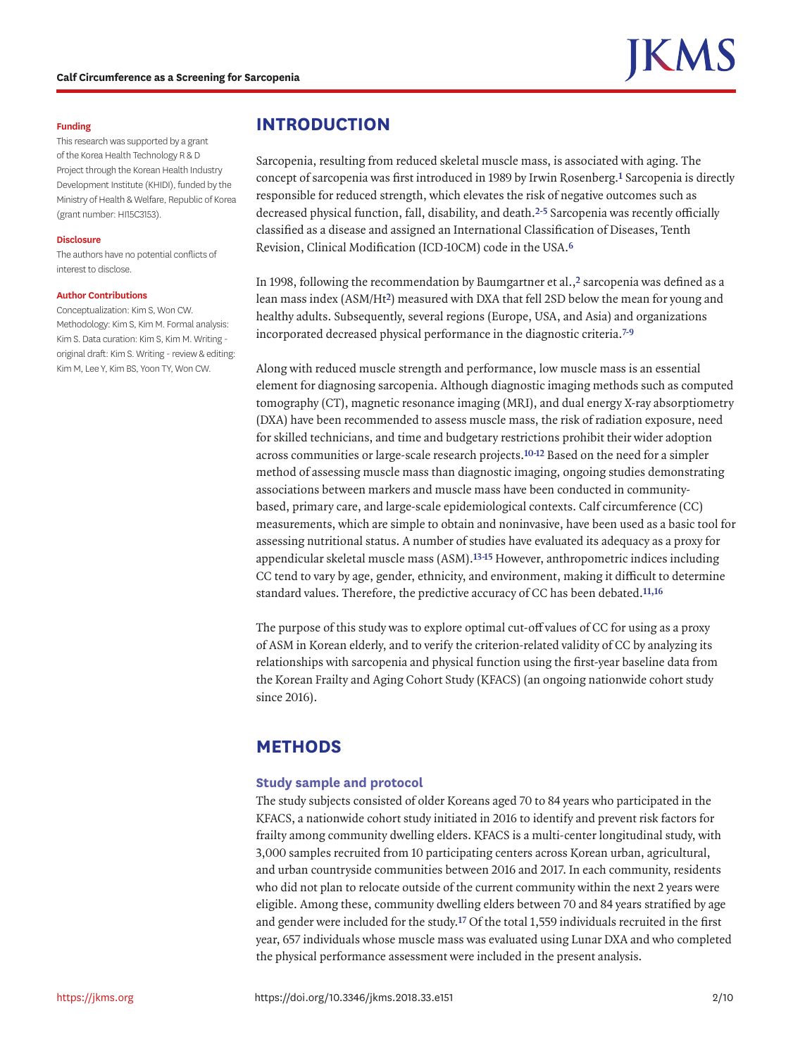**Funding**

This research was supported by a grant of the Korea Health Technology R & D Project through the Korean Health Industry Development Institute (KHIDI), funded by the Ministry of Health & Welfare, Republic of Korea (grant number: HI15C3153).

**Disclosure**

The authors have no potential conflicts of interest to disclose.

**Author Contributions**

Conceptualization: Kim S, Won CW. Methodology: Kim S, Kim M. Formal analysis: Kim S. Data curation: Kim S, Kim M. Writing - original draft: Kim S. Writing - review & editing: Kim M, Lee Y, Kim BS, Yoon TY, Won CW.

## INTRODUCTION

Sarcopenia, resulting from reduced skeletal muscle mass, is associated with aging. The concept of sarcopenia was first introduced in 1989 by Irwin Rosenberg.[1] Sarcopenia is directly responsible for reduced strength, which elevates the risk of negative outcomes such as decreased physical function, fall, disability, and death.[2-5] Sarcopenia was recently officially classified as a disease and assigned an International Classification of Diseases, Tenth Revision, Clinical Modification (ICD-10CM) code in the USA.[6]

In 1998, following the recommendation by Baumgartner et al.,[2] sarcopenia was defined as a lean mass index ($ASM/Ht^2$) measured with DXA that fell 2SD below the mean for young and healthy adults. Subsequently, several regions (Europe, USA, and Asia) and organizations incorporated decreased physical performance in the diagnostic criteria.[7-9]

Along with reduced muscle strength and performance, low muscle mass is an essential element for diagnosing sarcopenia. Although diagnostic imaging methods such as computed tomography (CT), magnetic resonance imaging (MRI), and dual energy X-ray absorptiometry (DXA) have been recommended to assess muscle mass, the risk of radiation exposure, need for skilled technicians, and time and budgetary restrictions prohibit their wider adoption across communities or large-scale research projects.[10-12] Based on the need for a simpler method of assessing muscle mass than diagnostic imaging, ongoing studies demonstrating associations between markers and muscle mass have been conducted in community-based, primary care, and large-scale epidemiological contexts. Calf circumference (CC) measurements, which are simple to obtain and noninvasive, have been used as a basic tool for assessing nutritional status. A number of studies have evaluated its adequacy as a proxy for appendicular skeletal muscle mass (ASM).[13-15] However, anthropometric indices including CC tend to vary by age, gender, ethnicity, and environment, making it difficult to determine standard values. Therefore, the predictive accuracy of CC has been debated.[11,16]

The purpose of this study was to explore optimal cut-off values of CC for using as a proxy of ASM in Korean elderly, and to verify the criterion-related validity of CC by analyzing its relationships with sarcopenia and physical function using the first-year baseline data from the Korean Frailty and Aging Cohort Study (KFACS) (an ongoing nationwide cohort study since 2016).

## METHODS

### Study sample and protocol

The study subjects consisted of older Koreans aged 70 to 84 years who participated in the KFACS, a nationwide cohort study initiated in 2016 to identify and prevent risk factors for frailty among community dwelling elders. KFACS is a multi-center longitudinal study, with 3,000 samples recruited from 10 participating centers across Korean urban, agricultural, and urban countryside communities between 2016 and 2017. In each community, residents who did not plan to relocate outside of the current community within the next 2 years were eligible. Among these, community dwelling elders between 70 and 84 years stratified by age and gender were included for the study.[17] Of the total 1,559 individuals recruited in the first year, 657 individuals whose muscle mass was evaluated using Lunar DXA and who completed the physical performance assessment were included in the present analysis.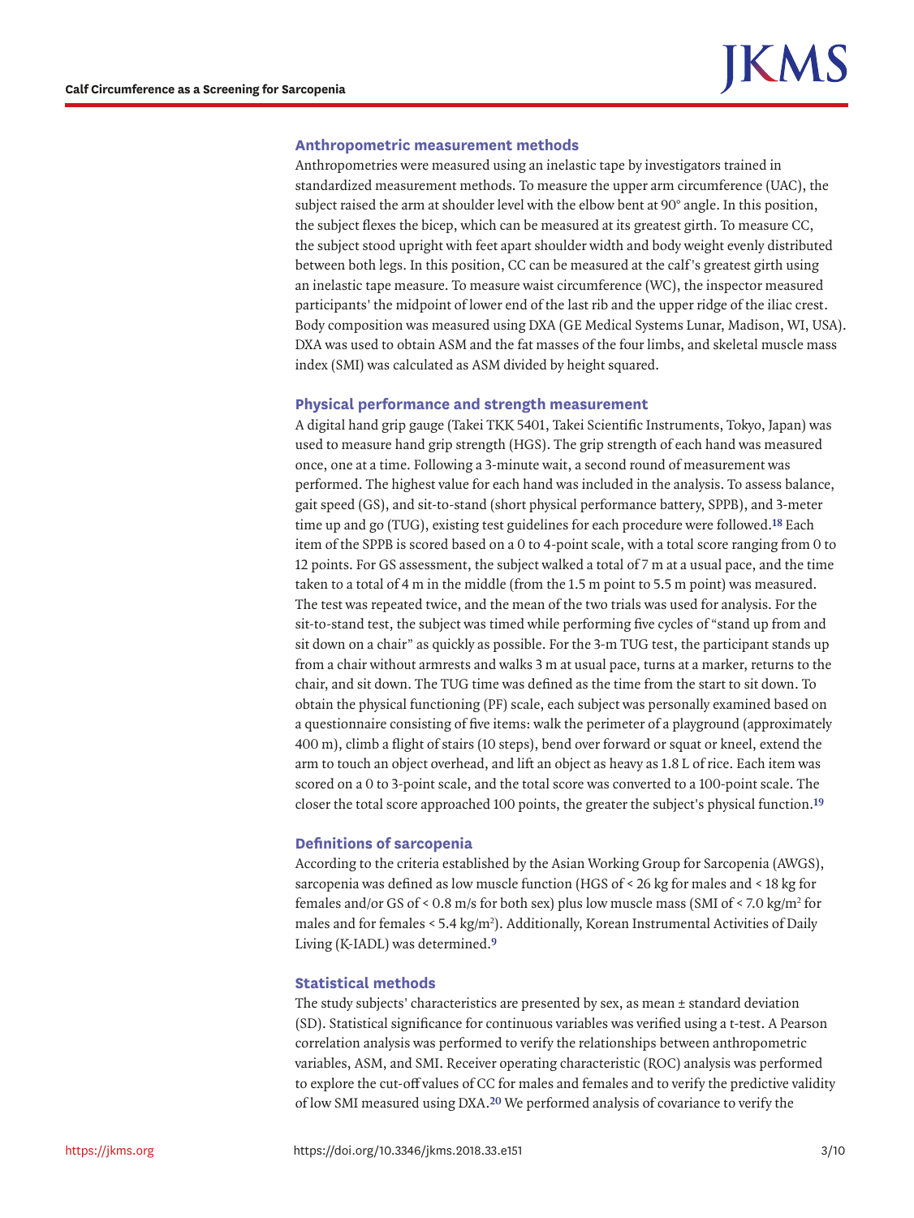### Anthropometric measurement methods

Anthropometries were measured using an inelastic tape by investigators trained in standardized measurement methods. To measure the upper arm circumference (UAC), the subject raised the arm at shoulder level with the elbow bent at 90° angle. In this position, the subject flexes the bicep, which can be measured at its greatest girth. To measure CC, the subject stood upright with feet apart shoulder width and body weight evenly distributed between both legs. In this position, CC can be measured at the calf's greatest girth using an inelastic tape measure. To measure waist circumference (WC), the inspector measured participants' the midpoint of lower end of the last rib and the upper ridge of the iliac crest. Body composition was measured using DXA (GE Medical Systems Lunar, Madison, WI, USA). DXA was used to obtain ASM and the fat masses of the four limbs, and skeletal muscle mass index (SMI) was calculated as ASM divided by height squared.

### Physical performance and strength measurement

A digital hand grip gauge (Takei TKK 5401, Takei Scientific Instruments, Tokyo, Japan) was used to measure hand grip strength (HGS). The grip strength of each hand was measured once, one at a time. Following a 3-minute wait, a second round of measurement was performed. The highest value for each hand was included in the analysis. To assess balance, gait speed (GS), and sit-to-stand (short physical performance battery, SPPB), and 3-meter time up and go (TUG), existing test guidelines for each procedure were followed.[18] Each item of the SPPB is scored based on a 0 to 4-point scale, with a total score ranging from 0 to 12 points. For GS assessment, the subject walked a total of 7 m at a usual pace, and the time taken to a total of 4 m in the middle (from the 1.5 m point to 5.5 m point) was measured. The test was repeated twice, and the mean of the two trials was used for analysis. For the sit-to-stand test, the subject was timed while performing five cycles of "stand up from and sit down on a chair" as quickly as possible. For the 3-m TUG test, the participant stands up from a chair without armrests and walks 3 m at usual pace, turns at a marker, returns to the chair, and sit down. The TUG time was defined as the time from the start to sit down. To obtain the physical functioning (PF) scale, each subject was personally examined based on a questionnaire consisting of five items: walk the perimeter of a playground (approximately 400 m), climb a flight of stairs (10 steps), bend over forward or squat or kneel, extend the arm to touch an object overhead, and lift an object as heavy as 1.8 L of rice. Each item was scored on a 0 to 3-point scale, and the total score was converted to a 100-point scale. The closer the total score approached 100 points, the greater the subject's physical function.[19]

### Definitions of sarcopenia

According to the criteria established by the Asian Working Group for Sarcopenia (AWGS), sarcopenia was defined as low muscle function (HGS of < 26 kg for males and < 18 kg for females and/or GS of < 0.8 m/s for both sex) plus low muscle mass (SMI of < 7.0 kg/m$^2$ for males and for females < 5.4 kg/m$^2$). Additionally, Korean Instrumental Activities of Daily Living (K-IADL) was determined.[9]

### Statistical methods

The study subjects' characteristics are presented by sex, as mean ± standard deviation (SD). Statistical significance for continuous variables was verified using a t-test. A Pearson correlation analysis was performed to verify the relationships between anthropometric variables, ASM, and SMI. Receiver operating characteristic (ROC) analysis was performed to explore the cut-off values of CC for males and females and to verify the predictive validity of low SMI measured using DXA.[20] We performed analysis of covariance to verify the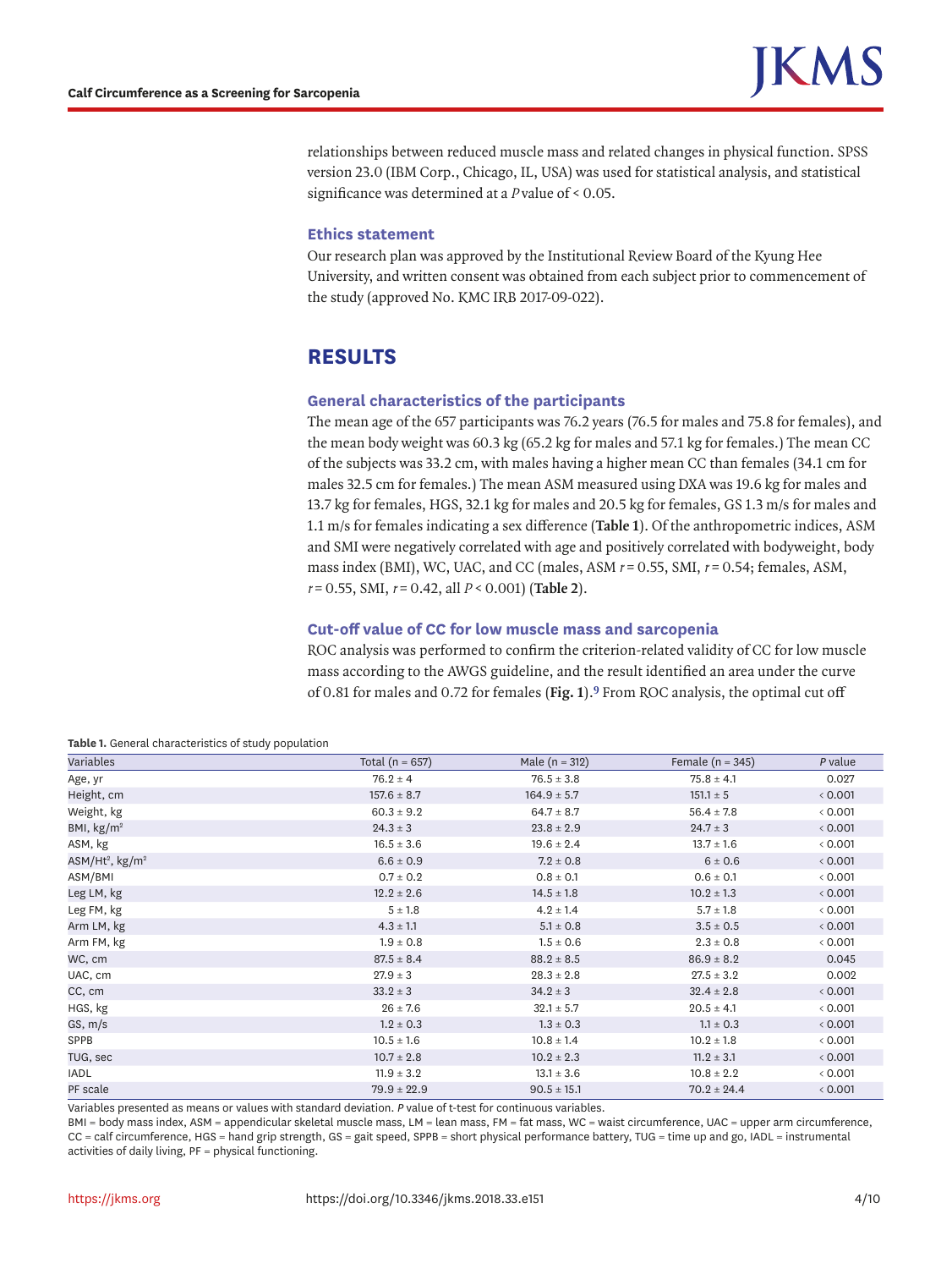relationships between reduced muscle mass and related changes in physical function. SPSS version 23.0 (IBM Corp., Chicago, IL, USA) was used for statistical analysis, and statistical significance was determined at a *P* value of < 0.05.

### Ethics statement

Our research plan was approved by the Institutional Review Board of the Kyung Hee University, and written consent was obtained from each subject prior to commencement of the study (approved No. KMC IRB 2017-09-022).

## RESULTS

### General characteristics of the participants

The mean age of the 657 participants was 76.2 years (76.5 for males and 75.8 for females), and the mean body weight was 60.3 kg (65.2 kg for males and 57.1 kg for females.) The mean CC of the subjects was 33.2 cm, with males having a higher mean CC than females (34.1 cm for males 32.5 cm for females.) The mean ASM measured using DXA was 19.6 kg for males and 13.7 kg for females, HGS, 32.1 kg for males and 20.5 kg for females, GS 1.3 m/s for males and 1.1 m/s for females indicating a sex difference (**Table 1**). Of the anthropometric indices, ASM and SMI were negatively correlated with age and positively correlated with bodyweight, body mass index (BMI), WC, UAC, and CC (males, ASM $r = 0.55$, SMI, $r = 0.54$; females, ASM, $r = 0.55$, SMI, $r = 0.42$, all $P < 0.001$) (**Table 2**).

### Cut-off value of CC for low muscle mass and sarcopenia

ROC analysis was performed to confirm the criterion-related validity of CC for low muscle mass according to the AWGS guideline, and the result identified an area under the curve of 0.81 for males and 0.72 for females (**Fig. 1**).[9] From ROC analysis, the optimal cut off

**Table 1.** General characteristics of study population

| Variables | Total (n = 657) | Male (n = 312) | Female (n = 345) | *P* value |
|---|---|---|---|---|
| Age, yr | 76.2 ± 4 | 76.5 ± 3.8 | 75.8 ± 4.1 | 0.027 |
| Height, cm | 157.6 ± 8.7 | 164.9 ± 5.7 | 151.1 ± 5 | < 0.001 |
| Weight, kg | 60.3 ± 9.2 | 64.7 ± 8.7 | 56.4 ± 7.8 | < 0.001 |
| BMI, kg/m$^2$ | 24.3 ± 3 | 23.8 ± 2.9 | 24.7 ± 3 | < 0.001 |
| ASM, kg | 16.5 ± 3.6 | 19.6 ± 2.4 | 13.7 ± 1.6 | < 0.001 |
| ASM/Ht$^2$, kg/m$^2$ | 6.6 ± 0.9 | 7.2 ± 0.8 | 6 ± 0.6 | < 0.001 |
| ASM/BMI | 0.7 ± 0.2 | 0.8 ± 0.1 | 0.6 ± 0.1 | < 0.001 |
| Leg LM, kg | 12.2 ± 2.6 | 14.5 ± 1.8 | 10.2 ± 1.3 | < 0.001 |
| Leg FM, kg | 5 ± 1.8 | 4.2 ± 1.4 | 5.7 ± 1.8 | < 0.001 |
| Arm LM, kg | 4.3 ± 1.1 | 5.1 ± 0.8 | 3.5 ± 0.5 | < 0.001 |
| Arm FM, kg | 1.9 ± 0.8 | 1.5 ± 0.6 | 2.3 ± 0.8 | < 0.001 |
| WC, cm | 87.5 ± 8.4 | 88.2 ± 8.5 | 86.9 ± 8.2 | 0.045 |
| UAC, cm | 27.9 ± 3 | 28.3 ± 2.8 | 27.5 ± 3.2 | 0.002 |
| CC, cm | 33.2 ± 3 | 34.2 ± 3 | 32.4 ± 2.8 | < 0.001 |
| HGS, kg | 26 ± 7.6 | 32.1 ± 5.7 | 20.5 ± 4.1 | < 0.001 |
| GS, m/s | 1.2 ± 0.3 | 1.3 ± 0.3 | 1.1 ± 0.3 | < 0.001 |
| SPPB | 10.5 ± 1.6 | 10.8 ± 1.4 | 10.2 ± 1.8 | < 0.001 |
| TUG, sec | 10.7 ± 2.8 | 10.2 ± 2.3 | 11.2 ± 3.1 | < 0.001 |
| IADL | 11.9 ± 3.2 | 13.1 ± 3.6 | 10.8 ± 2.2 | < 0.001 |
| PF scale | 79.9 ± 22.9 | 90.5 ± 15.1 | 70.2 ± 24.4 | < 0.001 |

Variables presented as means or values with standard deviation. *P* value of t-test for continuous variables.
BMI = body mass index, ASM = appendicular skeletal muscle mass, LM = lean mass, FM = fat mass, WC = waist circumference, UAC = upper arm circumference, CC = calf circumference, HGS = hand grip strength, GS = gait speed, SPPB = short physical performance battery, TUG = time up and go, IADL = instrumental activities of daily living, PF = physical functioning.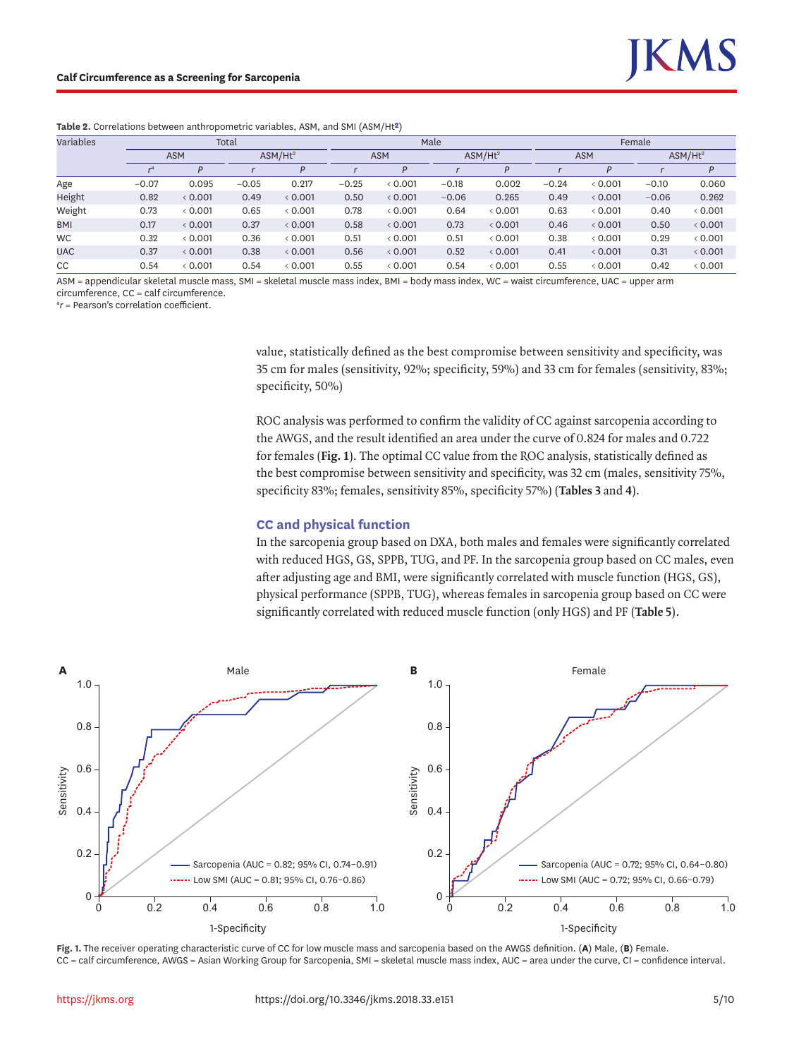**Table 2.** Correlations between anthropometric variables, ASM, and SMI (ASM/Ht2)

| Variables | Total | | | | Male | | | | Female | | | |
|---|---|---|---|---|---|---|---|---|---|---|---|---|
| | ASM | | ASM/Ht$^2$ | | ASM | | ASM/Ht$^2$ | | ASM | | ASM/Ht$^2$ | |
| | $r^a$ | $P$ | $r$ | $P$ | $r$ | $P$ | $r$ | $P$ | $r$ | $P$ | $r$ | $P$ |
| Age | −0.07 | 0.095 | −0.05 | 0.217 | −0.25 | < 0.001 | −0.18 | 0.002 | −0.24 | < 0.001 | −0.10 | 0.060 |
| Height | 0.82 | < 0.001 | 0.49 | < 0.001 | 0.50 | < 0.001 | −0.06 | 0.265 | 0.49 | < 0.001 | −0.06 | 0.262 |
| Weight | 0.73 | < 0.001 | 0.65 | < 0.001 | 0.78 | < 0.001 | 0.64 | < 0.001 | 0.63 | < 0.001 | 0.40 | < 0.001 |
| BMI | 0.17 | < 0.001 | 0.37 | < 0.001 | 0.58 | < 0.001 | 0.73 | < 0.001 | 0.46 | < 0.001 | 0.50 | < 0.001 |
| WC | 0.32 | < 0.001 | 0.36 | < 0.001 | 0.51 | < 0.001 | 0.51 | < 0.001 | 0.38 | < 0.001 | 0.29 | < 0.001 |
| UAC | 0.37 | < 0.001 | 0.38 | < 0.001 | 0.56 | < 0.001 | 0.52 | < 0.001 | 0.41 | < 0.001 | 0.31 | < 0.001 |
| CC | 0.54 | < 0.001 | 0.54 | < 0.001 | 0.55 | < 0.001 | 0.54 | < 0.001 | 0.55 | < 0.001 | 0.42 | < 0.001 |

ASM = appendicular skeletal muscle mass, SMI = skeletal muscle mass index, BMI = body mass index, WC = waist circumference, UAC = upper arm circumference, CC = calf circumference.
[a]$r$ = Pearson's correlation coefficient.

value, statistically defined as the best compromise between sensitivity and specificity, was 35 cm for males (sensitivity, 92%; specificity, 59%) and 33 cm for females (sensitivity, 83%; specificity, 50%)

ROC analysis was performed to confirm the validity of CC against sarcopenia according to the AWGS, and the result identified an area under the curve of 0.824 for males and 0.722 for females (**Fig. 1**). The optimal CC value from the ROC analysis, statistically defined as the best compromise between sensitivity and specificity, was 32 cm (males, sensitivity 75%, specificity 83%; females, sensitivity 85%, specificity 57%) (**Tables 3** and **4**).

### CC and physical function

In the sarcopenia group based on DXA, both males and females were significantly correlated with reduced HGS, GS, SPPB, TUG, and PF. In the sarcopenia group based on CC males, even after adjusting age and BMI, were significantly correlated with muscle fuction (HGS, GS), physical performance (SPPB, TUG), whereas females in sarcopenia group based on CC were significantly correlated with reduced muscle function (only HGS) and PF (**Table 5**).

**Fig. 1.** The receiver operating characteristic curve of CC for low muscle mass and sarcopenia based on the AWGS definition. (**A**) Male, (**B**) Female.
CC = calf circumference, AWGS = Asian Working Group for Sarcopenia, SMI = skeletal muscle mass index, AUC = area under the curve, CI = confidence interval.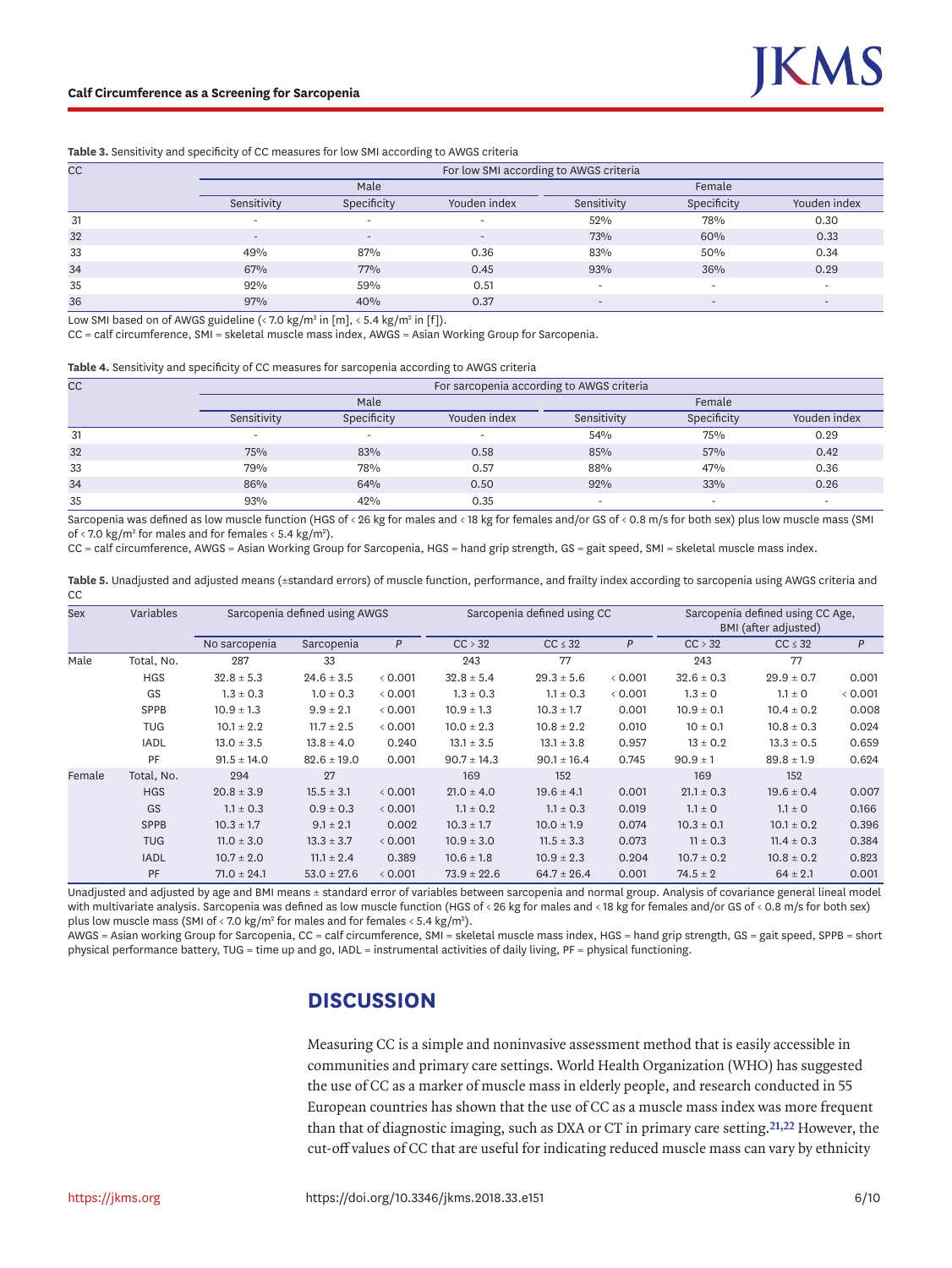**Table 3.** Sensitivity and specificity of CC measures for low SMI according to AWGS criteria

| CC | For low SMI according to AWGS criteria | | | | | |
|---|---|---|---|---|---|---|
| | Male | | | Female | | |
| | Sensitivity | Specificity | Youden index | Sensitivity | Specificity | Youden index |
| 31 | - | - | - | 52% | 78% | 0.30 |
| 32 | - | - | - | 73% | 60% | 0.33 |
| 33 | 49% | 87% | 0.36 | 83% | 50% | 0.34 |
| 34 | 67% | 77% | 0.45 | 93% | 36% | 0.29 |
| 35 | 92% | 59% | 0.51 | - | - | - |
| 36 | 97% | 40% | 0.37 | - | - | - |

Low SMI based on of AWGS guideline (< 7.0 kg/m² in [m], < 5.4 kg/m² in [f]).

CC = calf circumference, SMI = skeletal muscle mass index, AWGS = Asian Working Group for Sarcopenia.

**Table 4.** Sensitivity and specificity of CC measures for sarcopenia according to AWGS criteria

| CC | For sarcopenia according to AWGS criteria | | | | | |
|---|---|---|---|---|---|---|
| | Male | | | Female | | |
| | Sensitivity | Specificity | Youden index | Sensitivity | Specificity | Youden index |
| 31 | - | - | - | 54% | 75% | 0.29 |
| 32 | 75% | 83% | 0.58 | 85% | 57% | 0.42 |
| 33 | 79% | 78% | 0.57 | 88% | 47% | 0.36 |
| 34 | 86% | 64% | 0.50 | 92% | 33% | 0.26 |
| 35 | 93% | 42% | 0.35 | - | - | - |

Sarcopenia was defined as low muscle function (HGS of < 26 kg for males and < 18 kg for females and/or GS of < 0.8 m/s for both sex) plus low muscle mass (SMI of < 7.0 kg/m² for males and for females < 5.4 kg/m²).

CC = calf circumference, AWGS = Asian Working Group for Sarcopenia, HGS = hand grip strength, GS = gait speed, SMI = skeletal muscle mass index.

**Table 5.** Unadjusted and adjusted means (±standard errors) of muscle function, performance, and frailty index according to sarcopenia using AWGS criteria and CC

| Sex | Variables | Sarcopenia defined using AWGS | | | Sarcopenia defined using CC | | | Sarcopenia defined using CC Age, BMI (after adjusted) | | |
|---|---|---|---|---|---|---|---|---|---|---|
| | | No sarcopenia | Sarcopenia | *P* | CC > 32 | CC ≤ 32 | *P* | CC > 32 | CC ≤ 32 | *P* |
| Male | Total, No. | 287 | 33 | | 243 | 77 | | 243 | 77 | |
| | HGS | 32.8 ± 5.3 | 24.6 ± 3.5 | < 0.001 | 32.8 ± 5.4 | 29.3 ± 5.6 | < 0.001 | 32.6 ± 0.3 | 29.9 ± 0.7 | 0.001 |
| | GS | 1.3 ± 0.3 | 1.0 ± 0.3 | < 0.001 | 1.3 ± 0.3 | 1.1 ± 0.3 | < 0.001 | 1.3 ± 0 | 1.1 ± 0 | < 0.001 |
| | SPPB | 10.9 ± 1.3 | 9.9 ± 2.1 | < 0.001 | 10.9 ± 1.3 | 10.3 ± 1.7 | 0.001 | 10.9 ± 0.1 | 10.4 ± 0.2 | 0.008 |
| | TUG | 10.1 ± 2.2 | 11.7 ± 2.5 | < 0.001 | 10.0 ± 2.3 | 10.8 ± 2.2 | 0.010 | 10 ± 0.1 | 10.8 ± 0.3 | 0.024 |
| | IADL | 13.0 ± 3.5 | 13.8 ± 4.0 | 0.240 | 13.1 ± 3.5 | 13.1 ± 3.8 | 0.957 | 13 ± 0.2 | 13.3 ± 0.5 | 0.659 |
| | PF | 91.5 ± 14.0 | 82.6 ± 19.0 | 0.001 | 90.7 ± 14.3 | 90.1 ± 16.4 | 0.745 | 90.9 ± 1 | 89.8 ± 1.9 | 0.624 |
| Female | Total, No. | 294 | 27 | | 169 | 152 | | 169 | 152 | |
| | HGS | 20.8 ± 3.9 | 15.5 ± 3.1 | < 0.001 | 21.0 ± 4.0 | 19.6 ± 4.1 | 0.001 | 21.1 ± 0.3 | 19.6 ± 0.4 | 0.007 |
| | GS | 1.1 ± 0.3 | 0.9 ± 0.3 | < 0.001 | 1.1 ± 0.2 | 1.1 ± 0.3 | 0.019 | 1.1 ± 0 | 1.1 ± 0 | 0.166 |
| | SPPB | 10.3 ± 1.7 | 9.1 ± 2.1 | 0.002 | 10.3 ± 1.7 | 10.0 ± 1.9 | 0.074 | 10.3 ± 0.1 | 10.1 ± 0.2 | 0.396 |
| | TUG | 11.0 ± 3.0 | 13.3 ± 3.7 | < 0.001 | 10.9 ± 3.0 | 11.5 ± 3.3 | 0.073 | 11 ± 0.3 | 11.4 ± 0.3 | 0.384 |
| | IADL | 10.7 ± 2.0 | 11.1 ± 2.4 | 0.389 | 10.6 ± 1.8 | 10.9 ± 2.3 | 0.204 | 10.7 ± 0.2 | 10.8 ± 0.2 | 0.823 |
| | PF | 71.0 ± 24.1 | 53.0 ± 27.6 | < 0.001 | 73.9 ± 22.6 | 64.7 ± 26.4 | 0.001 | 74.5 ± 2 | 64 ± 2.1 | 0.001 |

Unadjusted and adjusted by age and BMI means ± standard error of variables between sarcopenia and normal group. Analysis of covariance general lineal model with multivariate analysis. Sarcopenia was defined as low muscle function (HGS of < 26 kg for males and < 18 kg for females and/or GS of < 0.8 m/s for both sex) plus low muscle mass (SMI of < 7.0 kg/m² for males and for females < 5.4 kg/m²).

AWGS = Asian working Group for Sarcopenia, CC = calf circumference, SMI = skeletal muscle mass index, HGS = hand grip strength, GS = gait speed, SPPB = short physical performance battery, TUG = time up and go, IADL = instrumental activities of daily living, PF = physical functioning.

## DISCUSSION

Measuring CC is a simple and noninvasive assessment method that is easily accessible in communities and primary care settings. World Health Organization (WHO) has suggested the use of CC as a marker of muscle mass in elderly people, and research conducted in 55 European countries has shown that the use of CC as a muscle mass index was more frequent than that of diagnostic imaging, such as DXA or CT in primary care setting.[21,22] However, the cut-off values of CC that are useful for indicating reduced muscle mass can vary by ethnicity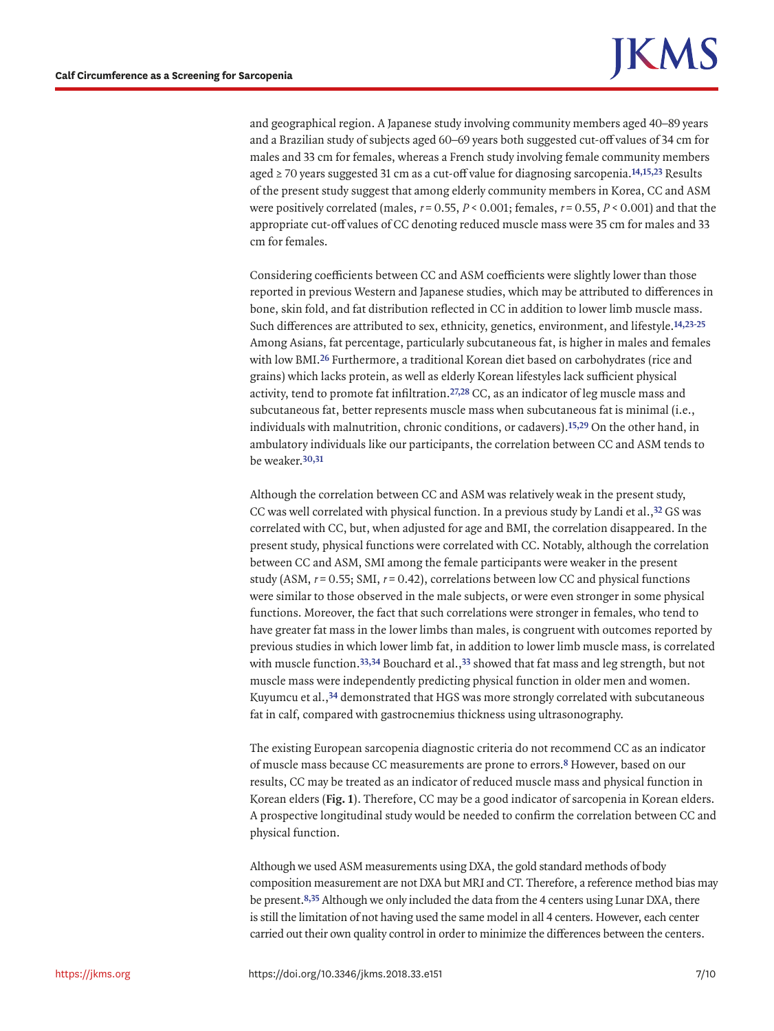and geographical region. A Japanese study involving community members aged 40–89 years and a Brazilian study of subjects aged 60–69 years both suggested cut-off values of 34 cm for males and 33 cm for females, whereas a French study involving female community members aged ≥ 70 years suggested 31 cm as a cut-off value for diagnosing sarcopenia.[14,15,23] Results of the present study suggest that among elderly community members in Korea, CC and ASM were positively correlated (males, $r = 0.55$, $P < 0.001$; females, $r = 0.55$, $P < 0.001$) and that the appropriate cut-off values of CC denoting reduced muscle mass were 35 cm for males and 33 cm for females.

Considering coefficients between CC and ASM coefficients were slightly lower than those reported in previous Western and Japanese studies, which may be attributed to differences in bone, skin fold, and fat distribution reflected in CC in addition to lower limb muscle mass. Such differences are attributed to sex, ethnicity, genetics, environment, and lifestyle.[14,23-25] Among Asians, fat percentage, particularly subcutaneous fat, is higher in males and females with low BMI.[26] Furthermore, a traditional Korean diet based on carbohydrates (rice and grains) which lacks protein, as well as elderly Korean lifestyles lack sufficient physical activity, tend to promote fat infiltration.[27,28] CC, as an indicator of leg muscle mass and subcutaneous fat, better represents muscle mass when subcutaneous fat is minimal (i.e., individuals with malnutrition, chronic conditions, or cadavers).[15,29] On the other hand, in ambulatory individuals like our participants, the correlation between CC and ASM tends to be weaker.[30,31]

Although the correlation between CC and ASM was relatively weak in the present study, CC was well correlated with physical function. In a previous study by Landi et al.,[32] GS was correlated with CC, but, when adjusted for age and BMI, the correlation disappeared. In the present study, physical functions were correlated with CC. Notably, although the correlation between CC and ASM, SMI among the female participants were weaker in the present study (ASM, $r = 0.55$; SMI, $r = 0.42$), correlations between low CC and physical functions were similar to those observed in the male subjects, or were even stronger in some physical functions. Moreover, the fact that such correlations were stronger in females, who tend to have greater fat mass in the lower limbs than males, is congruent with outcomes reported by previous studies in which lower limb fat, in addition to lower limb muscle mass, is correlated with muscle function.[33,34] Bouchard et al.,[33] showed that fat mass and leg strength, but not muscle mass were independently predicting physical function in older men and women. Kuyumcu et al.,[34] demonstrated that HGS was more strongly correlated with subcutaneous fat in calf, compared with gastrocnemius thickness using ultrasonography.

The existing European sarcopenia diagnostic criteria do not recommend CC as an indicator of muscle mass because CC measurements are prone to errors.[8] However, based on our results, CC may be treated as an indicator of reduced muscle mass and physical function in Korean elders (**Fig. 1**). Therefore, CC may be a good indicator of sarcopenia in Korean elders. A prospective longitudinal study would be needed to confirm the correlation between CC and physical function.

Although we used ASM measurements using DXA, the gold standard methods of body composition measurement are not DXA but MRI and CT. Therefore, a reference method bias may be present.[8,35] Although we only included the data from the 4 centers using Lunar DXA, there is still the limitation of not having used the same model in all 4 centers. However, each center carried out their own quality control in order to minimize the differences between the centers.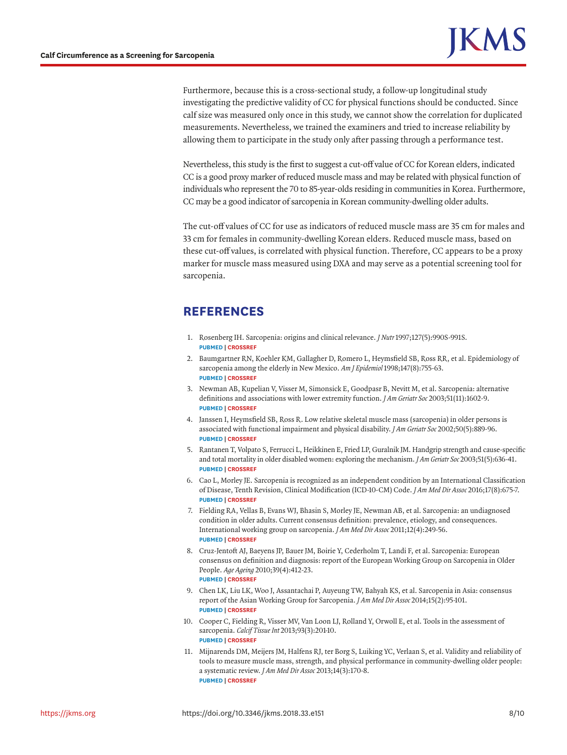Furthermore, because this is a cross-sectional study, a follow-up longitudinal study investigating the predictive validity of CC for physical functions should be conducted. Since calf size was measured only once in this study, we cannot show the correlation for duplicated measurements. Nevertheless, we trained the examiners and tried to increase reliability by allowing them to participate in the study only after passing through a performance test.

Nevertheless, this study is the first to suggest a cut-off value of CC for Korean elders, indicated CC is a good proxy marker of reduced muscle mass and may be related with physical function of individuals who represent the 70 to 85-year-olds residing in communities in Korea. Furthermore, CC may be a good indicator of sarcopenia in Korean community-dwelling older adults.

The cut-off values of CC for use as indicators of reduced muscle mass are 35 cm for males and 33 cm for females in community-dwelling Korean elders. Reduced muscle mass, based on these cut-off values, is correlated with physical function. Therefore, CC appears to be a proxy marker for muscle mass measured using DXA and may serve as a potential screening tool for sarcopenia.

## REFERENCES

1. Rosenberg IH. Sarcopenia: origins and clinical relevance. *J Nutr* 1997;127(5):990S-991S.
   **PUBMED | CROSSREF**
2. Baumgartner RN, Koehler KM, Gallagher D, Romero L, Heymsfield SB, Ross RR, et al. Epidemiology of sarcopenia among the elderly in New Mexico. *Am J Epidemiol* 1998;147(8):755-63.
   **PUBMED | CROSSREF**
3. Newman AB, Kupelian V, Visser M, Simonsick E, Goodpasr B, Nevitt M, et al. Sarcopenia: alternative definitions and associations with lower extremity function. *J Am Geriatr Soc* 2003;51(11):1602-9.
   **PUBMED | CROSSREF**
4. Janssen I, Heymsfield SB, Ross R. Low relative skeletal muscle mass (sarcopenia) in older persons is associated with functional impairment and physical disability. *J Am Geriatr Soc* 2002;50(5):889-96.
   **PUBMED | CROSSREF**
5. Rantanen T, Volpato S, Ferrucci L, Heikkinen E, Fried LP, Guralnik JM. Handgrip strength and cause-specific and total mortality in older disabled women: exploring the mechanism. *J Am Geriatr Soc* 2003;51(5):636-41.
   **PUBMED | CROSSREF**
6. Cao L, Morley JE. Sarcopenia is recognized as an independent condition by an International Classification of Disease, Tenth Revision, Clinical Modification (ICD-10-CM) Code. *J Am Med Dir Assoc* 2016;17(8):675-7.
   **PUBMED | CROSSREF**
7. Fielding RA, Vellas B, Evans WJ, Bhasin S, Morley JE, Newman AB, et al. Sarcopenia: an undiagnosed condition in older adults. Current consensus definition: prevalence, etiology, and consequences. International working group on sarcopenia. *J Am Med Dir Assoc* 2011;12(4):249-56.
   **PUBMED | CROSSREF**
8. Cruz-Jentoft AJ, Baeyens JP, Bauer JM, Boirie Y, Cederholm T, Landi F, et al. Sarcopenia: European consensus on definition and diagnosis: report of the European Working Group on Sarcopenia in Older People. *Age Ageing* 2010;39(4):412-23.
   **PUBMED | CROSSREF**
9. Chen LK, Liu LK, Woo J, Assantachai P, Auyeung TW, Bahyah KS, et al. Sarcopenia in Asia: consensus report of the Asian Working Group for Sarcopenia. *J Am Med Dir Assoc* 2014;15(2):95-101.
   **PUBMED | CROSSREF**
10. Cooper C, Fielding R, Visser MV, Van Loon LJ, Rolland Y, Orwoll E, et al. Tools in the assessment of sarcopenia. *Calcif Tissue Int* 2013;93(3):201-10.
    **PUBMED | CROSSREF**
11. Mijnarends DM, Meijers JM, Halfens RJ, ter Borg S, Luiking YC, Verlaan S, et al. Validity and reliability of tools to measure muscle mass, strength, and physical performance in community-dwelling older people: a systematic review. *J Am Med Dir Assoc* 2013;14(3):170-8.
    **PUBMED | CROSSREF**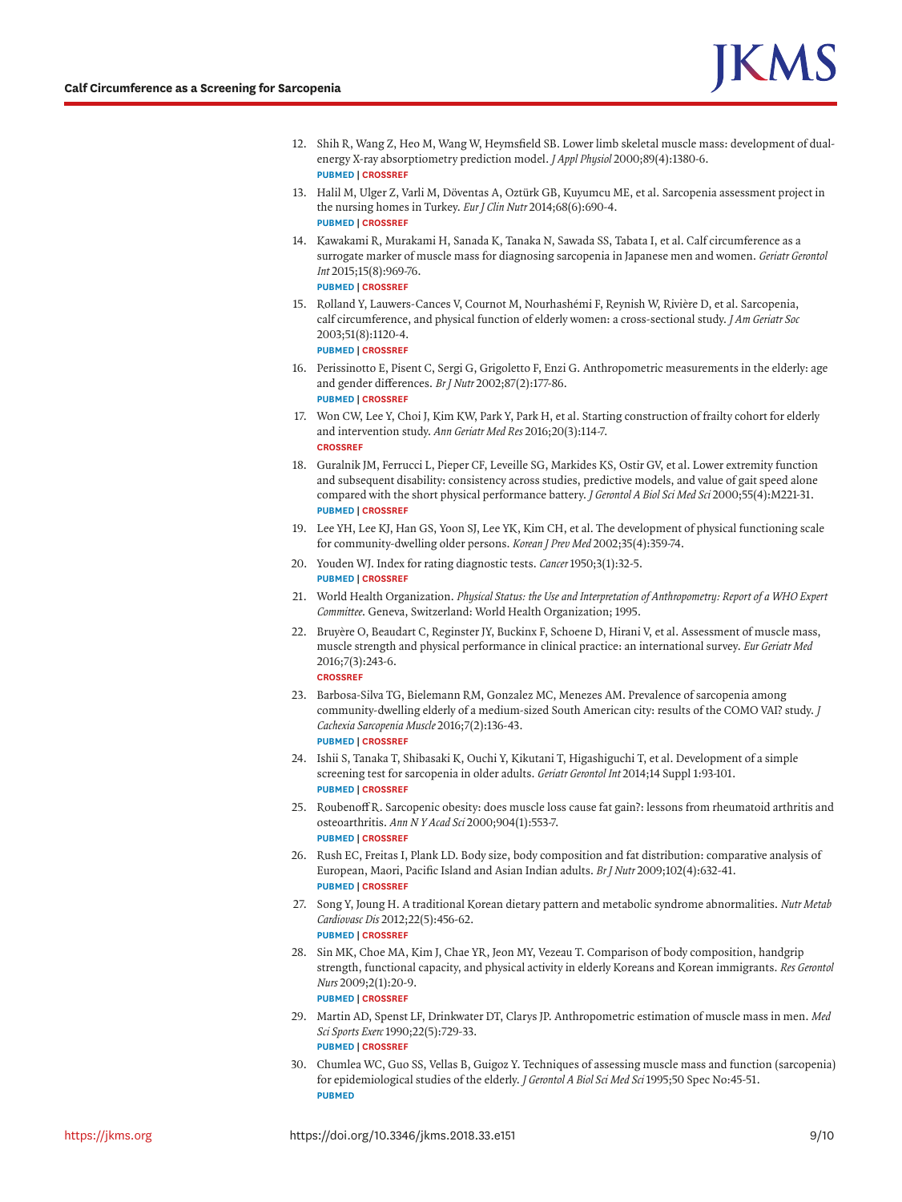12. Shih R, Wang Z, Heo M, Wang W, Heymsfield SB. Lower limb skeletal muscle mass: development of dual-energy X-ray absorptiometry prediction model. *J Appl Physiol* 2000;89(4):1380-6.
    **PUBMED | CROSSREF**
13. Halil M, Ulger Z, Varli M, Döventas A, Oztürk GB, Kuyumcu ME, et al. Sarcopenia assessment project in the nursing homes in Turkey. *Eur J Clin Nutr* 2014;68(6):690-4.
    **PUBMED | CROSSREF**
14. Kawakami R, Murakami H, Sanada K, Tanaka N, Sawada SS, Tabata I, et al. Calf circumference as a surrogate marker of muscle mass for diagnosing sarcopenia in Japanese men and women. *Geriatr Gerontol Int* 2015;15(8):969-76.
    **PUBMED | CROSSREF**
15. Rolland Y, Lauwers-Cances V, Cournot M, Nourhashémi F, Reynish W, Rivière D, et al. Sarcopenia, calf circumference, and physical function of elderly women: a cross-sectional study. *J Am Geriatr Soc* 2003;51(8):1120-4.
    **PUBMED | CROSSREF**
16. Perissinotto E, Pisent C, Sergi G, Grigoletto F, Enzi G. Anthropometric measurements in the elderly: age and gender differences. *Br J Nutr* 2002;87(2):177-86.
    **PUBMED | CROSSREF**
17. Won CW, Lee Y, Choi J, Kim KW, Park Y, Park H, et al. Starting construction of frailty cohort for elderly and intervention study. *Ann Geriatr Med Res* 2016;20(3):114-7.
    **CROSSREF**
18. Guralnik JM, Ferrucci L, Pieper CF, Leveille SG, Markides KS, Ostir GV, et al. Lower extremity function and subsequent disability: consistency across studies, predictive models, and value of gait speed alone compared with the short physical performance battery. *J Gerontol A Biol Sci Med Sci* 2000;55(4):M221-31.
    **PUBMED | CROSSREF**
19. Lee YH, Lee KJ, Han GS, Yoon SJ, Lee YK, Kim CH, et al. The development of physical functioning scale for community-dwelling older persons. *Korean J Prev Med* 2002;35(4):359-74.
20. Youden WJ. Index for rating diagnostic tests. *Cancer* 1950;3(1):32-5.
    **PUBMED | CROSSREF**
21. World Health Organization. *Physical Status: the Use and Interpretation of Anthropometry: Report of a WHO Expert Committee*. Geneva, Switzerland: World Health Organization; 1995.
22. Bruyère O, Beaudart C, Reginster JY, Buckinx F, Schoene D, Hirani V, et al. Assessment of muscle mass, muscle strength and physical performance in clinical practice: an international survey. *Eur Geriatr Med* 2016;7(3):243-6.
    **CROSSREF**
23. Barbosa-Silva TG, Bielemann RM, Gonzalez MC, Menezes AM. Prevalence of sarcopenia among community-dwelling elderly of a medium-sized South American city: results of the COMO VAI? study. *J Cachexia Sarcopenia Muscle* 2016;7(2):136-43.
    **PUBMED | CROSSREF**
24. Ishii S, Tanaka T, Shibasaki K, Ouchi Y, Kikutani T, Higashiguchi T, et al. Development of a simple screening test for sarcopenia in older adults. *Geriatr Gerontol Int* 2014;14 Suppl 1:93-101.
    **PUBMED | CROSSREF**
25. Roubenoff R. Sarcopenic obesity: does muscle loss cause fat gain?: lessons from rheumatoid arthritis and osteoarthritis. *Ann N Y Acad Sci* 2000;904(1):553-7.
    **PUBMED | CROSSREF**
26. Rush EC, Freitas I, Plank LD. Body size, body composition and fat distribution: comparative analysis of European, Maori, Pacific Island and Asian Indian adults. *Br J Nutr* 2009;102(4):632-41.
    **PUBMED | CROSSREF**
27. Song Y, Joung H. A traditional Korean dietary pattern and metabolic syndrome abnormalities. *Nutr Metab Cardiovasc Dis* 2012;22(5):456-62.
    **PUBMED | CROSSREF**
28. Sin MK, Choe MA, Kim J, Chae YR, Jeon MY, Vezeau T. Comparison of body composition, handgrip strength, functional capacity, and physical activity in elderly Koreans and Korean immigrants. *Res Gerontol Nurs* 2009;2(1):20-9.
    **PUBMED | CROSSREF**
29. Martin AD, Spenst LF, Drinkwater DT, Clarys JP. Anthropometric estimation of muscle mass in men. *Med Sci Sports Exerc* 1990;22(5):729-33.
    **PUBMED | CROSSREF**
30. Chumlea WC, Guo SS, Vellas B, Guigoz Y. Techniques of assessing muscle mass and function (sarcopenia) for epidemiological studies of the elderly. *J Gerontol A Biol Sci Med Sci* 1995;50 Spec No:45-51.
    **PUBMED**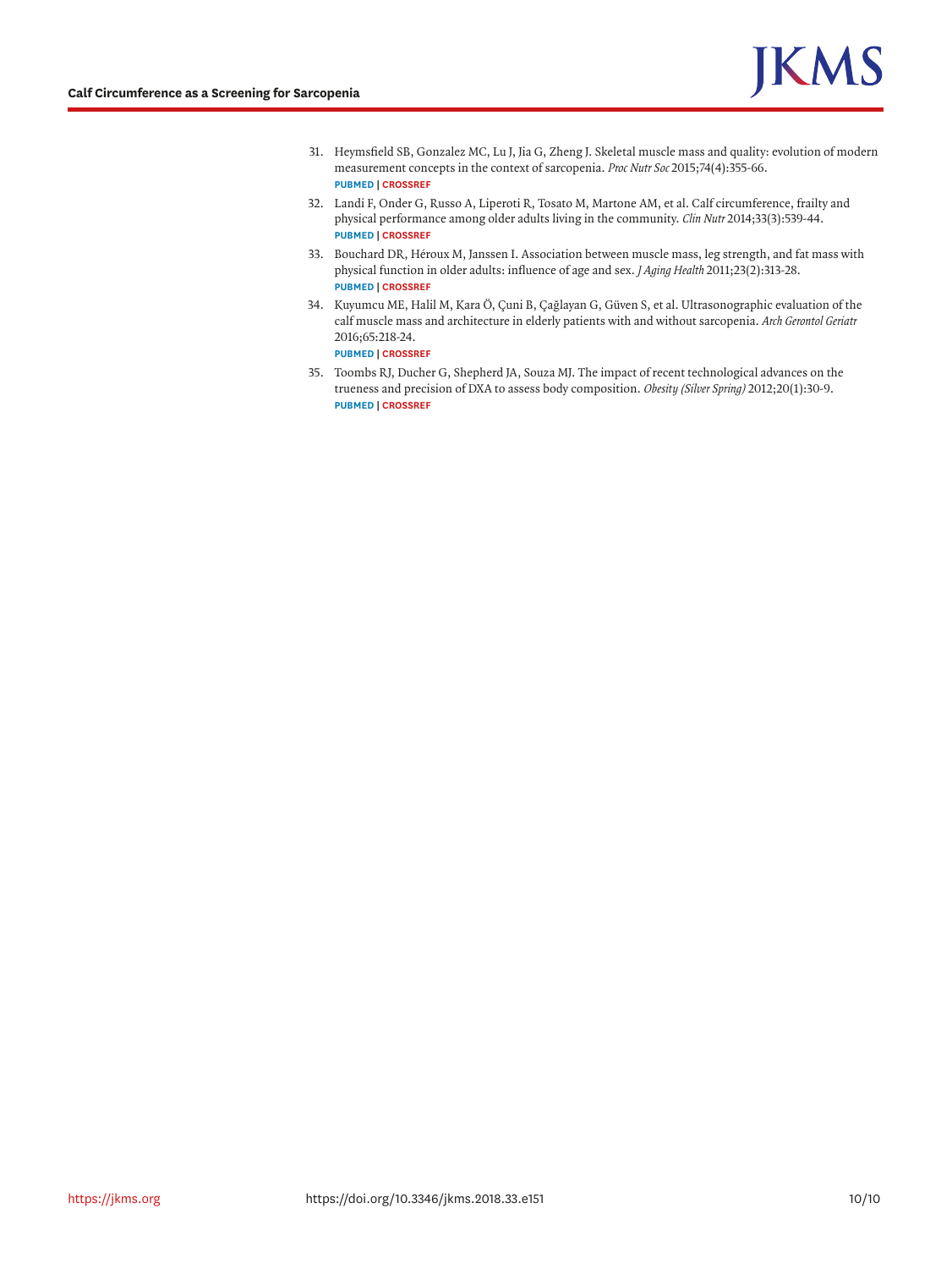31. Heymsfield SB, Gonzalez MC, Lu J, Jia G, Zheng J. Skeletal muscle mass and quality: evolution of modern measurement concepts in the context of sarcopenia. *Proc Nutr Soc* 2015;74(4):355-66.
   PUBMED | CROSSREF

32. Landi F, Onder G, Russo A, Liperoti R, Tosato M, Martone AM, et al. Calf circumference, frailty and physical performance among older adults living in the community. *Clin Nutr* 2014;33(3):539-44.
   PUBMED | CROSSREF

33. Bouchard DR, Héroux M, Janssen I. Association between muscle mass, leg strength, and fat mass with physical function in older adults: influence of age and sex. *J Aging Health* 2011;23(2):313-28.
   PUBMED | CROSSREF

34. Kuyumcu ME, Halil M, Kara Ö, Çuni B, Çağlayan G, Güven S, et al. Ultrasonographic evaluation of the calf muscle mass and architecture in elderly patients with and without sarcopenia. *Arch Gerontol Geriatr* 2016;65:218-24.
   PUBMED | CROSSREF

35. Toombs RJ, Ducher G, Shepherd JA, Souza MJ. The impact of recent technological advances on the trueness and precision of DXA to assess body composition. *Obesity (Silver Spring)* 2012;20(1):30-9.
   PUBMED | CROSSREF